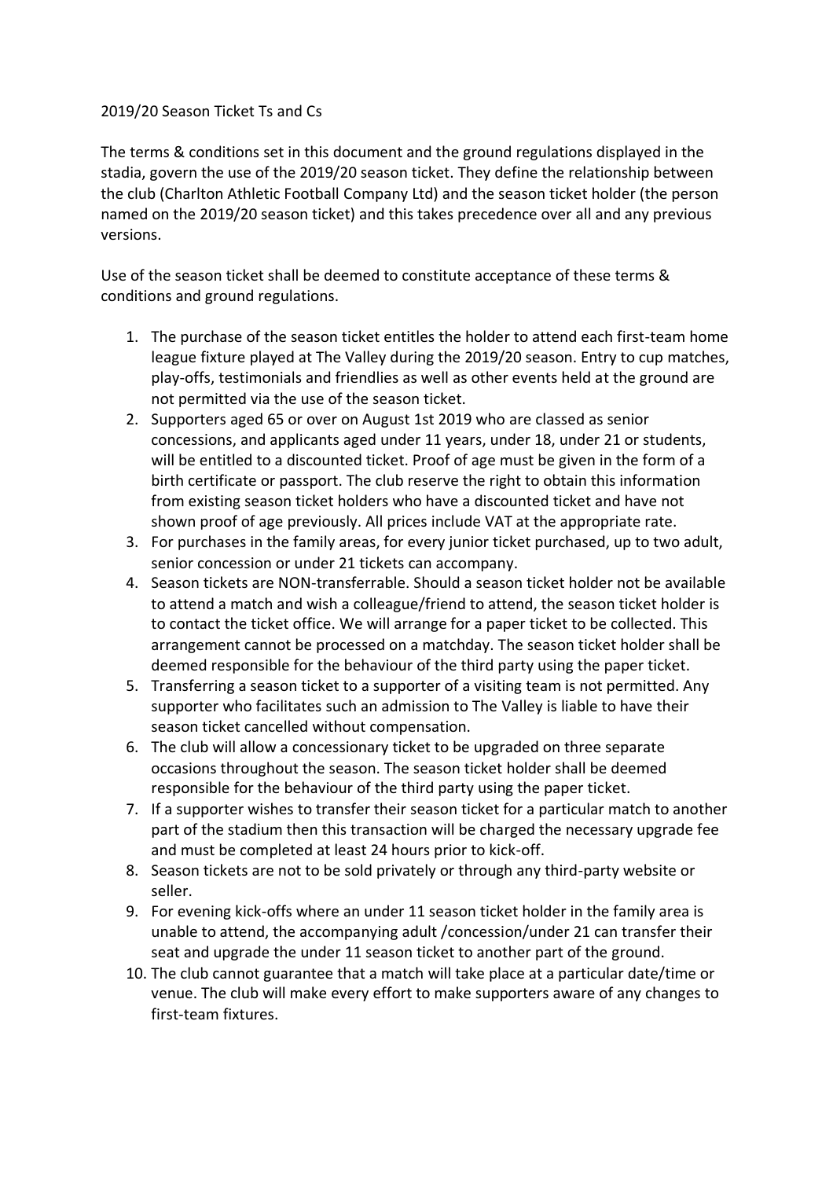2019/20 Season Ticket Ts and Cs

The terms & conditions set in this document and the ground regulations displayed in the stadia, govern the use of the 2019/20 season ticket. They define the relationship between the club (Charlton Athletic Football Company Ltd) and the season ticket holder (the person named on the 2019/20 season ticket) and this takes precedence over all and any previous versions.

Use of the season ticket shall be deemed to constitute acceptance of these terms & conditions and ground regulations.

1. The purchase of the season ticket entitles the holder to attend each first-team home league fixture played at The Valley during the 2019/20 season. Entry to cup matches, play-offs, testimonials and friendlies as well as other events held at the ground are not permitted via the use of the season ticket.
2. Supporters aged 65 or over on August 1st 2019 who are classed as senior concessions, and applicants aged under 11 years, under 18, under 21 or students, will be entitled to a discounted ticket. Proof of age must be given in the form of a birth certificate or passport. The club reserve the right to obtain this information from existing season ticket holders who have a discounted ticket and have not shown proof of age previously. All prices include VAT at the appropriate rate.
3. For purchases in the family areas, for every junior ticket purchased, up to two adult, senior concession or under 21 tickets can accompany.
4. Season tickets are NON-transferrable. Should a season ticket holder not be available to attend a match and wish a colleague/friend to attend, the season ticket holder is to contact the ticket office. We will arrange for a paper ticket to be collected. This arrangement cannot be processed on a matchday. The season ticket holder shall be deemed responsible for the behaviour of the third party using the paper ticket.
5. Transferring a season ticket to a supporter of a visiting team is not permitted. Any supporter who facilitates such an admission to The Valley is liable to have their season ticket cancelled without compensation.
6. The club will allow a concessionary ticket to be upgraded on three separate occasions throughout the season. The season ticket holder shall be deemed responsible for the behaviour of the third party using the paper ticket.
7. If a supporter wishes to transfer their season ticket for a particular match to another part of the stadium then this transaction will be charged the necessary upgrade fee and must be completed at least 24 hours prior to kick-off.
8. Season tickets are not to be sold privately or through any third-party website or seller.
9. For evening kick-offs where an under 11 season ticket holder in the family area is unable to attend, the accompanying adult /concession/under 21 can transfer their seat and upgrade the under 11 season ticket to another part of the ground.
10. The club cannot guarantee that a match will take place at a particular date/time or venue. The club will make every effort to make supporters aware of any changes to first-team fixtures.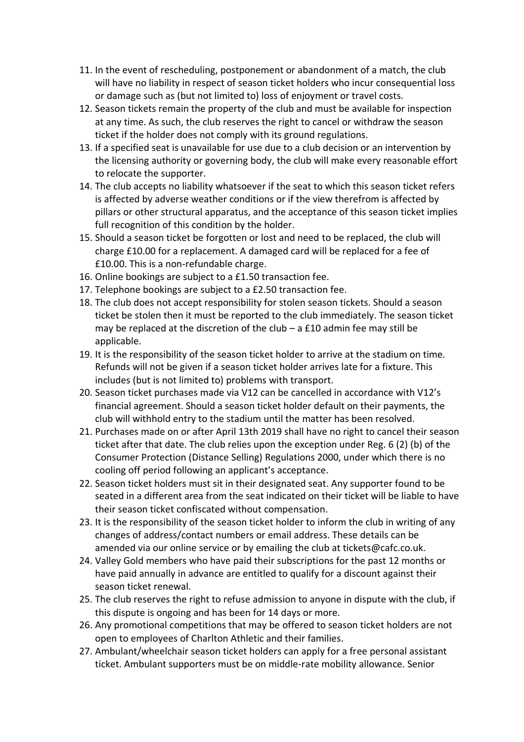11. In the event of rescheduling, postponement or abandonment of a match, the club will have no liability in respect of season ticket holders who incur consequential loss or damage such as (but not limited to) loss of enjoyment or travel costs.
12. Season tickets remain the property of the club and must be available for inspection at any time. As such, the club reserves the right to cancel or withdraw the season ticket if the holder does not comply with its ground regulations.
13. If a specified seat is unavailable for use due to a club decision or an intervention by the licensing authority or governing body, the club will make every reasonable effort to relocate the supporter.
14. The club accepts no liability whatsoever if the seat to which this season ticket refers is affected by adverse weather conditions or if the view therefrom is affected by pillars or other structural apparatus, and the acceptance of this season ticket implies full recognition of this condition by the holder.
15. Should a season ticket be forgotten or lost and need to be replaced, the club will charge £10.00 for a replacement. A damaged card will be replaced for a fee of £10.00. This is a non-refundable charge.
16. Online bookings are subject to a £1.50 transaction fee.
17. Telephone bookings are subject to a £2.50 transaction fee.
18. The club does not accept responsibility for stolen season tickets. Should a season ticket be stolen then it must be reported to the club immediately. The season ticket may be replaced at the discretion of the club – a £10 admin fee may still be applicable.
19. It is the responsibility of the season ticket holder to arrive at the stadium on time. Refunds will not be given if a season ticket holder arrives late for a fixture. This includes (but is not limited to) problems with transport.
20. Season ticket purchases made via V12 can be cancelled in accordance with V12's financial agreement. Should a season ticket holder default on their payments, the club will withhold entry to the stadium until the matter has been resolved.
21. Purchases made on or after April 13th 2019 shall have no right to cancel their season ticket after that date. The club relies upon the exception under Reg. 6 (2) (b) of the Consumer Protection (Distance Selling) Regulations 2000, under which there is no cooling off period following an applicant's acceptance.
22. Season ticket holders must sit in their designated seat. Any supporter found to be seated in a different area from the seat indicated on their ticket will be liable to have their season ticket confiscated without compensation.
23. It is the responsibility of the season ticket holder to inform the club in writing of any changes of address/contact numbers or email address. These details can be amended via our online service or by emailing the club at tickets@cafc.co.uk.
24. Valley Gold members who have paid their subscriptions for the past 12 months or have paid annually in advance are entitled to qualify for a discount against their season ticket renewal.
25. The club reserves the right to refuse admission to anyone in dispute with the club, if this dispute is ongoing and has been for 14 days or more.
26. Any promotional competitions that may be offered to season ticket holders are not open to employees of Charlton Athletic and their families.
27. Ambulant/wheelchair season ticket holders can apply for a free personal assistant ticket. Ambulant supporters must be on middle-rate mobility allowance. Senior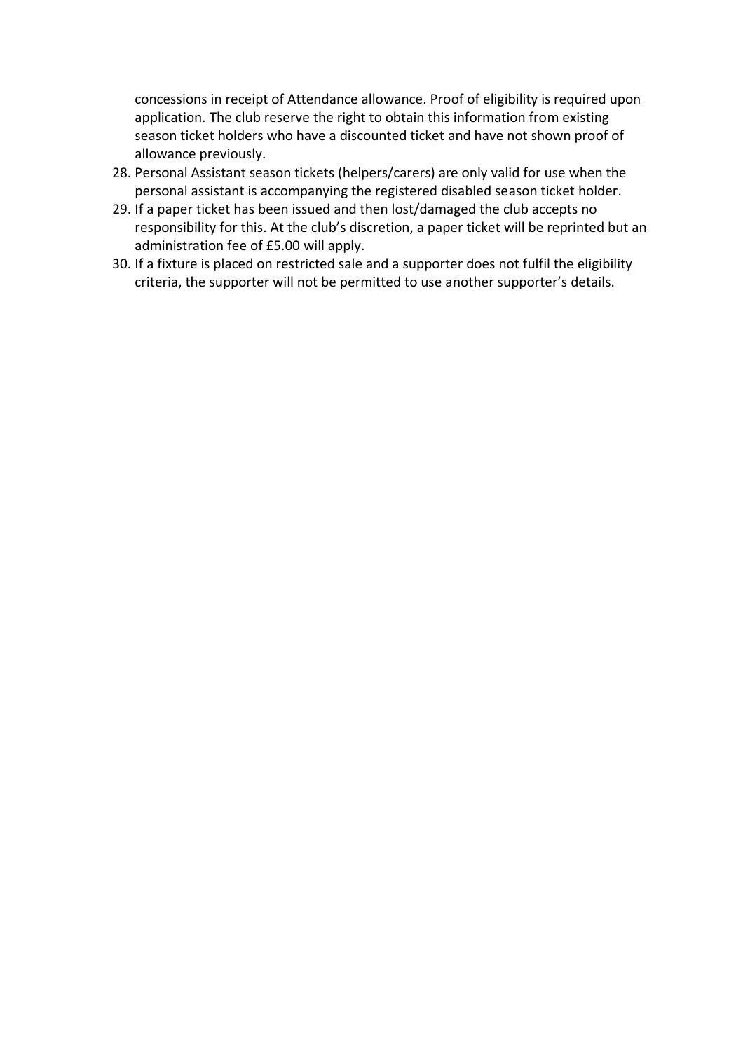concessions in receipt of Attendance allowance. Proof of eligibility is required upon application. The club reserve the right to obtain this information from existing season ticket holders who have a discounted ticket and have not shown proof of allowance previously.

28. Personal Assistant season tickets (helpers/carers) are only valid for use when the personal assistant is accompanying the registered disabled season ticket holder.
29. If a paper ticket has been issued and then lost/damaged the club accepts no responsibility for this. At the club's discretion, a paper ticket will be reprinted but an administration fee of £5.00 will apply.
30. If a fixture is placed on restricted sale and a supporter does not fulfil the eligibility criteria, the supporter will not be permitted to use another supporter's details.